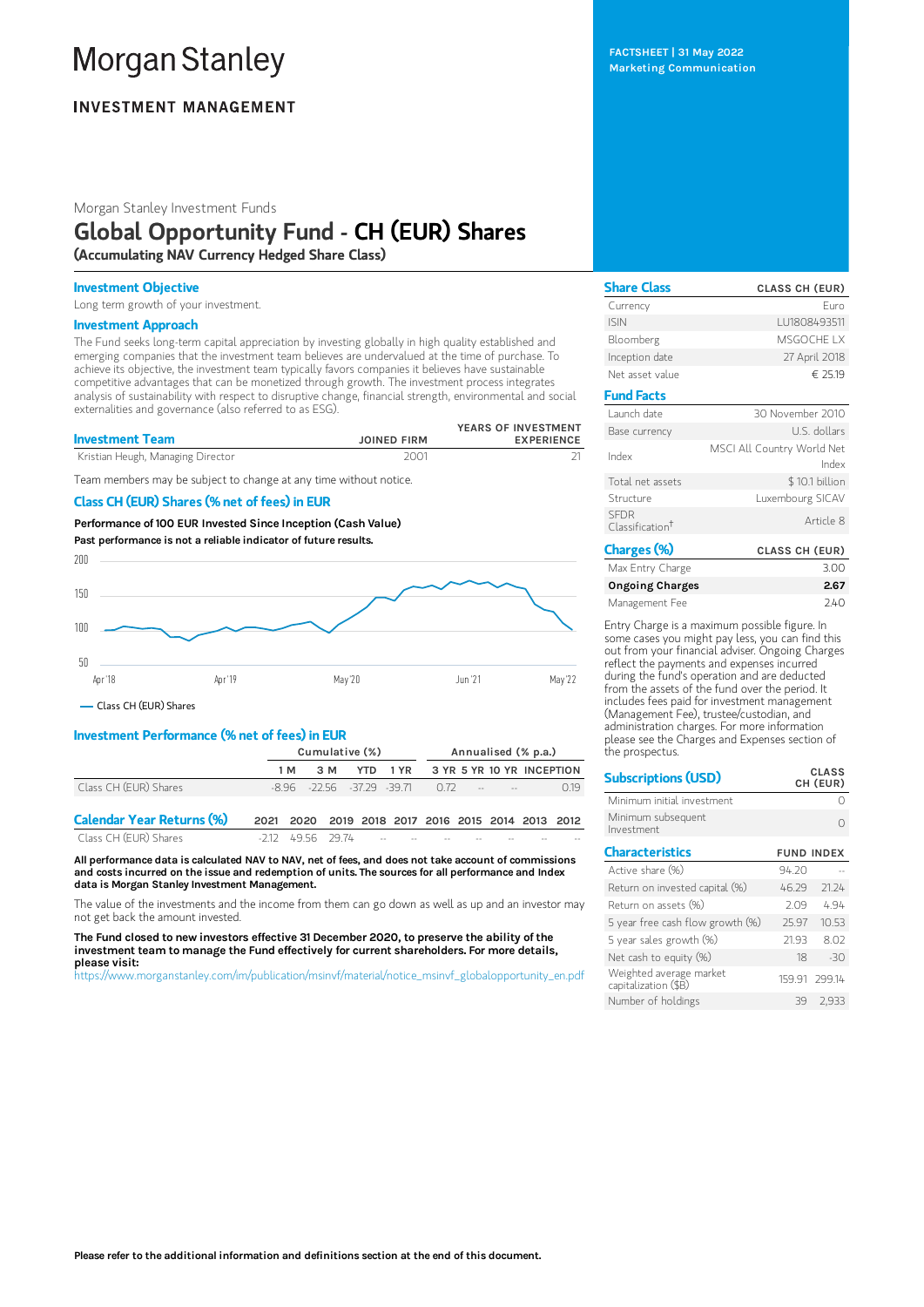# Morgan Stanley

## INVESTMENT MANAGEMENT

FACTSHEET | 31 May 2022
Marketing Communication

Morgan Stanley Investment Funds

# Global Opportunity Fund - CH (EUR) Shares

**(Accumulating NAV Currency Hedged Share Class)**

### Investment Objective

Long term growth of your investment.

### Investment Approach

The Fund seeks long-term capital appreciation by investing globally in high quality established and emerging companies that the investment team believes are undervalued at the time of purchase. To achieve its objective, the investment team typically favors companies it believes have sustainable competitive advantages that can be monetized through growth. The investment process integrates analysis of sustainability with respect to disruptive change, financial strength, environmental and social externalities and governance (also referred to as ESG).

| Investment Team | JOINED FIRM | YEARS OF INVESTMENT EXPERIENCE |
|---|---|---|
| Kristian Heugh, Managing Director | 2001 | 21 |

Team members may be subject to change at any time without notice.

### Class CH (EUR) Shares (% net of fees) in EUR

**Performance of 100 EUR Invested Since Inception (Cash Value)**

**Past performance is not a reliable indicator of future results.**

— Class CH (EUR) Shares

### Investment Performance (% net of fees) in EUR

| | Cumulative (%) | | | | Annualised (% p.a.) | | | |
|---|---|---|---|---|---|---|---|---|
| | 1 M | 3 M | YTD | 1 YR | 3 YR | 5 YR | 10 YR | INCEPTION |
| Class CH (EUR) Shares | -8.96 | -22.56 | -37.29 | -39.71 | 0.72 | -- | -- | 0.19 |

| Calendar Year Returns (%) | 2021 | 2020 | 2019 | 2018 | 2017 | 2016 | 2015 | 2014 | 2013 | 2012 |
|---|---|---|---|---|---|---|---|---|---|---|
| Class CH (EUR) Shares | -2.12 | 49.56 | 29.74 | -- | -- | -- | -- | -- | -- | -- |

**All performance data is calculated NAV to NAV, net of fees, and does not take account of commissions and costs incurred on the issue and redemption of units. The sources for all performance and Index data is Morgan Stanley Investment Management.**

The value of the investments and the income from them can go down as well as up and an investor may not get back the amount invested.

**The Fund closed to new investors effective 31 December 2020, to preserve the ability of the investment team to manage the Fund effectively for current shareholders. For more details, please visit:**
https://www.morganstanley.com/im/publication/msinvf/material/notice_msinvf_globalopportunity_en.pdf

| Share Class | CLASS CH (EUR) |
|---|---|
| Currency | Euro |
| ISIN | LU1808493511 |
| Bloomberg | MSGOCHE LX |
| Inception date | 27 April 2018 |
| Net asset value | € 25.19 |

| Fund Facts | |
|---|---|
| Launch date | 30 November 2010 |
| Base currency | U.S. dollars |
| Index | MSCI All Country World Net Index |
| Total net assets | $ 10.1 billion |
| Structure | Luxembourg SICAV |
| SFDR Classification† | Article 8 |

| Charges (%) | CLASS CH (EUR) |
|---|---|
| Max Entry Charge | 3.00 |
| **Ongoing Charges** | **2.67** |
| Management Fee | 2.40 |

Entry Charge is a maximum possible figure. In some cases you might pay less, you can find this out from your financial adviser. Ongoing Charges reflect the payments and expenses incurred during the fund's operation and are deducted from the assets of the fund over the period. It includes fees paid for investment management (Management Fee), trustee/custodian, and administration charges. For more information please see the Charges and Expenses section of the prospectus.

| Subscriptions (USD) | CLASS CH (EUR) |
|---|---|
| Minimum initial investment | 0 |
| Minimum subsequent Investment | 0 |

| Characteristics | FUND | INDEX |
|---|---|---|
| Active share (%) | 94.20 | -- |
| Return on invested capital (%) | 46.29 | 21.24 |
| Return on assets (%) | 2.09 | 4.94 |
| 5 year free cash flow growth (%) | 25.97 | 10.53 |
| 5 year sales growth (%) | 21.93 | 8.02 |
| Net cash to equity (%) | 18 | -30 |
| Weighted average market capitalization ($B) | 159.91 | 299.14 |
| Number of holdings | 39 | 2,933 |

**Please refer to the additional information and definitions section at the end of this document.**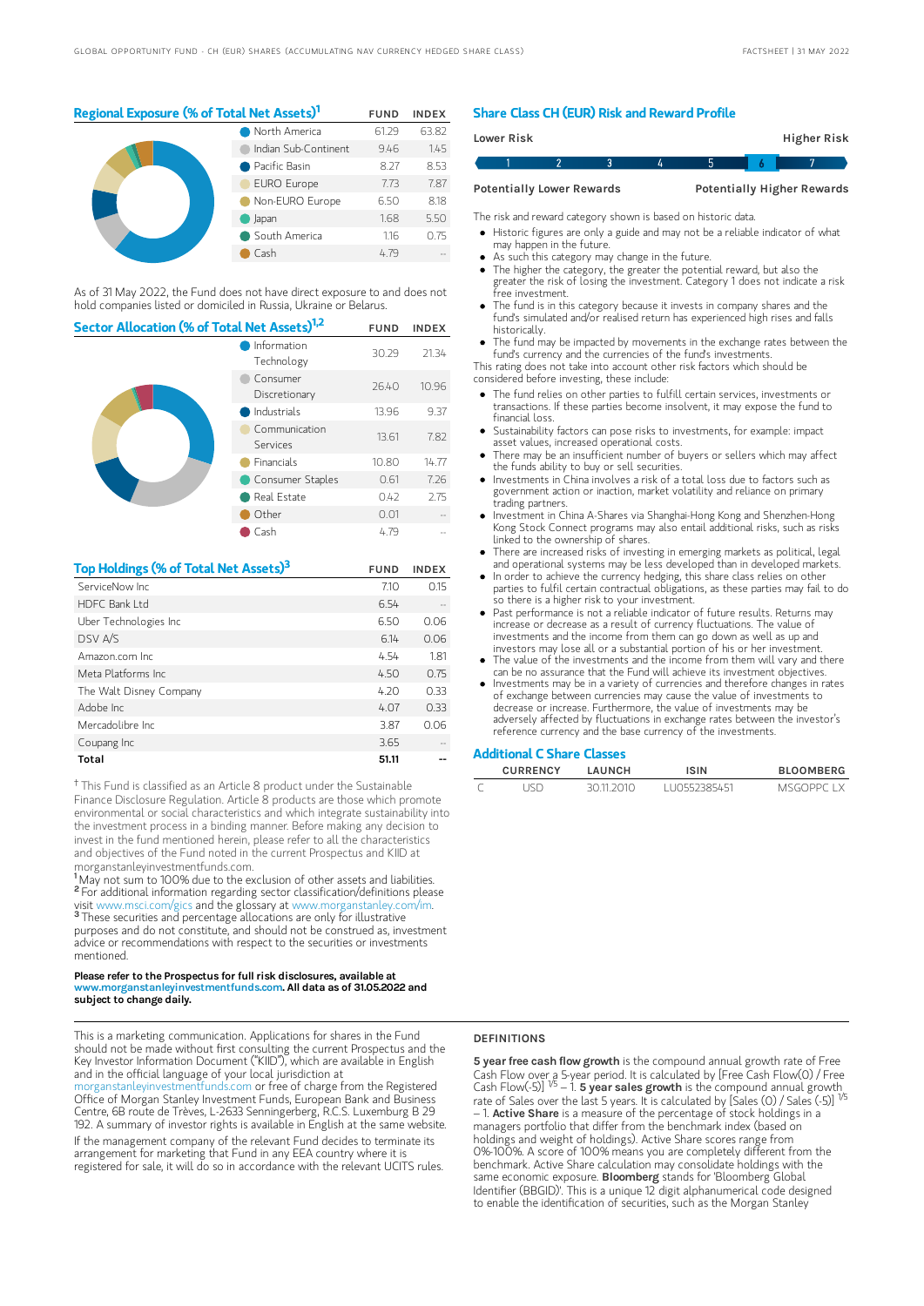## Regional Exposure (% of Total Net Assets)[1]

| | FUND | INDEX |
|---|---|---|
| North America | 61.29 | 63.82 |
| Indian Sub-Continent | 9.46 | 1.45 |
| Pacific Basin | 8.27 | 8.53 |
| EURO Europe | 7.73 | 7.87 |
| Non-EURO Europe | 6.50 | 8.18 |
| Japan | 1.68 | 5.50 |
| South America | 1.16 | 0.75 |
| Cash | 4.79 | -- |

As of 31 May 2022, the Fund does not have direct exposure to and does not hold companies listed or domiciled in Russia, Ukraine or Belarus.

## Sector Allocation (% of Total Net Assets)[1,2]

| | FUND | INDEX |
|---|---|---|
| Information Technology | 30.29 | 21.34 |
| Consumer Discretionary | 26.40 | 10.96 |
| Industrials | 13.96 | 9.37 |
| Communication Services | 13.61 | 7.82 |
| Financials | 10.80 | 14.77 |
| Consumer Staples | 0.61 | 7.26 |
| Real Estate | 0.42 | 2.75 |
| Other | 0.01 | -- |
| Cash | 4.79 | -- |

## Top Holdings (% of Total Net Assets)[3]

| | FUND | INDEX |
|---|---|---|
| ServiceNow Inc | 7.10 | 0.15 |
| HDFC Bank Ltd | 6.54 | -- |
| Uber Technologies Inc | 6.50 | 0.06 |
| DSV A/S | 6.14 | 0.06 |
| Amazon.com Inc | 4.54 | 1.81 |
| Meta Platforms Inc | 4.50 | 0.75 |
| The Walt Disney Company | 4.20 | 0.33 |
| Adobe Inc | 4.07 | 0.33 |
| Mercadolibre Inc | 3.87 | 0.06 |
| Coupang Inc | 3.65 | -- |
| **Total** | **51.11** | **--** |

† This Fund is classified as an Article 8 product under the Sustainable Finance Disclosure Regulation. Article 8 products are those which promote environmental or social characteristics and which integrate sustainability into the investment process in a binding manner. Before making any decision to invest in the fund mentioned herein, please refer to all the characteristics and objectives of the Fund noted in the current Prospectus and KIID at morganstanleyinvestmentfunds.com.

[1] May not sum to 100% due to the exclusion of other assets and liabilities.

[2] For additional information regarding sector classification/definitions please visit www.msci.com/gics and the glossary at www.morganstanley.com/im.

[3] These securities and percentage allocations are only for illustrative purposes and do not constitute, and should not be construed as, investment advice or recommendations with respect to the securities or investments mentioned.

**Please refer to the Prospectus for full risk disclosures, available at www.morganstanleyinvestmentfunds.com. All data as of 31.05.2022 and subject to change daily.**

## Share Class CH (EUR) Risk and Reward Profile

| Lower Risk | | | | | | Higher Risk |
|---|---|---|---|---|---|---|
| 1 | 2 | 3 | 4 | 5 | **6** | 7 |
| Potentially Lower Rewards | | | | | | Potentially Higher Rewards |

The risk and reward category shown is based on historic data.

- Historic figures are only a guide and may not be a reliable indicator of what may happen in the future.
- As such this category may change in the future.
- The higher the category, the greater the potential reward, but also the greater the risk of losing the investment. Category 1 does not indicate a risk free investment.
- The fund is in this category because it invests in company shares and the fund's simulated and/or realised return has experienced high rises and falls historically.
- The fund may be impacted by movements in the exchange rates between the fund's currency and the currencies of the fund's investments.

This rating does not take into account other risk factors which should be considered before investing, these include:

- The fund relies on other parties to fulfill certain services, investments or transactions. If these parties become insolvent, it may expose the fund to financial loss.
- Sustainability factors can pose risks to investments, for example: impact asset values, increased operational costs.
- There may be an insufficient number of buyers or sellers which may affect the funds ability to buy or sell securities.
- Investments in China involves a risk of a total loss due to factors such as government action or inaction, market volatility and reliance on primary trading partners.
- Investment in China A-Shares via Shanghai-Hong Kong and Shenzhen-Hong Kong Stock Connect programs may also entail additional risks, such as risks linked to the ownership of shares.
- There are increased risks of investing in emerging markets as political, legal and operational systems may be less developed than in developed markets.
- In order to achieve the currency hedging, this share class relies on other parties to fulfil certain contractual obligations, as these parties may fail to do so there is a higher risk to your investment.
- Past performance is not a reliable indicator of future results. Returns may increase or decrease as a result of currency fluctuations. The value of investments and the income from them can go down as well as up and investors may lose all or a substantial portion of his or her investment.
- The value of the investments and the income from them will vary and there can be no assurance that the Fund will achieve its investment objectives.
- Investments may be in a variety of currencies and therefore changes in rates of exchange between currencies may cause the value of investments to decrease or increase. Furthermore, the value of investments may be adversely affected by fluctuations in exchange rates between the investor's reference currency and the base currency of the investments.

## Additional C Share Classes

| | CURRENCY | LAUNCH | ISIN | BLOOMBERG |
|---|---|---|---|---|
| C | USD | 30.11.2010 | LU0552385451 | MSGOPPC LX |

This is a marketing communication. Applications for shares in the Fund should not be made without first consulting the current Prospectus and the Key Investor Information Document ("KIID"), which are available in English and in the official language of your local jurisdiction at morganstanleyinvestmentfunds.com or free of charge from the Registered Office of Morgan Stanley Investment Funds, European Bank and Business Centre, 6B route de Trèves, L-2633 Senningerberg, R.C.S. Luxemburg B 29 192. A summary of investor rights is available in English at the same website.

If the management company of the relevant Fund decides to terminate its arrangement for marketing that Fund in any EEA country where it is registered for sale, it will do so in accordance with the relevant UCITS rules.

### DEFINITIONS

**5 year free cash flow growth** is the compound annual growth rate of Free Cash Flow over a 5-year period. It is calculated by [Free Cash Flow(0) / Free Cash Flow(-5)] $^{1/5}$ – 1. **5 year sales growth** is the compound annual growth rate of Sales over the last 5 years. It is calculated by [Sales (0) / Sales (-5)] $^{1/5}$ – 1. **Active Share** is a measure of the percentage of stock holdings in a managers portfolio that differ from the benchmark index (based on holdings and weight of holdings). Active Share scores range from 0%-100%. A score of 100% means you are completely different from the benchmark. Active Share calculation may consolidate holdings with the same economic exposure. **Bloomberg** stands for 'Bloomberg Global Identifier (BBGID)'. This is a unique 12 digit alphanumerical code designed to enable the identification of securities, such as the Morgan Stanley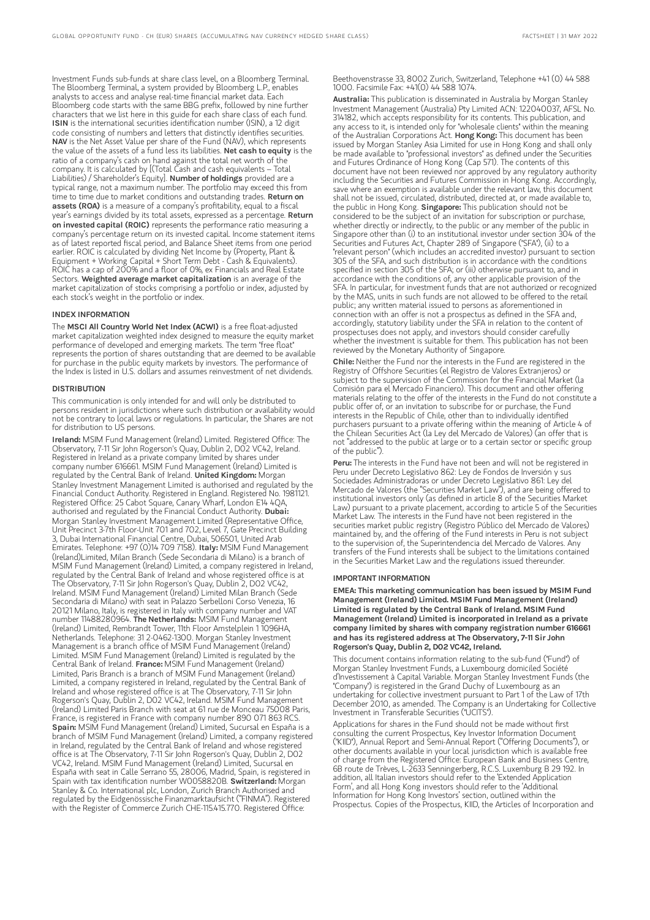Investment Funds sub-funds at share class level, on a Bloomberg Terminal. The Bloomberg Terminal, a system provided by Bloomberg L.P., enables analysts to access and analyse real-time financial market data. Each Bloomberg code starts with the same BBG prefix, followed by nine further characters that we list here in this guide for each share class of each fund. **ISIN** is the international securities identification number (ISIN), a 12 digit code consisting of numbers and letters that distinctly identifies securities. **NAV** is the Net Asset Value per share of the Fund (NAV), which represents the value of the assets of a fund less its liabilities. **Net cash to equity** is the ratio of a company's cash on hand against the total net worth of the company. It is calculated by [(Total Cash and cash equivalents – Total Liabilities) / Shareholder's Equity]. **Number of holdings** provided are a typical range, not a maximum number. The portfolio may exceed this from time to time due to market conditions and outstanding trades. **Return on assets (ROA)** is a measure of a company's profitability, equal to a fiscal year's earnings divided by its total assets, expressed as a percentage. **Return on invested capital (ROIC)** represents the performance ratio measuring a company's percentage return on its invested capital. Income statement items as of latest reported fiscal period, and Balance Sheet items from one period earlier. ROIC is calculated by dividing Net Income by (Property, Plant & Equipment + Working Capital + Short Term Debt - Cash & Equivalents). ROIC has a cap of 200% and a floor of 0%, ex Financials and Real Estate Sectors. **Weighted average market capitalization** is an average of the market capitalization of stocks comprising a portfolio or index, adjusted by each stock's weight in the portfolio or index.

## INDEX INFORMATION

The **MSCI All Country World Net Index (ACWI)** is a free float-adjusted market capitalization weighted index designed to measure the equity market performance of developed and emerging markets. The term "free float" represents the portion of shares outstanding that are deemed to be available for purchase in the public equity markets by investors. The performance of the Index is listed in U.S. dollars and assumes reinvestment of net dividends.

## DISTRIBUTION

This communication is only intended for and will only be distributed to persons resident in jurisdictions where such distribution or availability would not be contrary to local laws or regulations. In particular, the Shares are not for distribution to US persons.

**Ireland:** MSIM Fund Management (Ireland) Limited. Registered Office: The Observatory, 7-11 Sir John Rogerson's Quay, Dublin 2, D02 VC42, Ireland. Registered in Ireland as a private company limited by shares under company number 616661. MSIM Fund Management (Ireland) Limited is regulated by the Central Bank of Ireland. **United Kingdom:** Morgan Stanley Investment Management Limited is authorised and regulated by the Financial Conduct Authority. Registered in England. Registered No. 1981121. Registered Office: 25 Cabot Square, Canary Wharf, London E14 4QA, authorised and regulated by the Financial Conduct Authority. **Dubai:** Morgan Stanley Investment Management Limited (Representative Office, Unit Precinct 3-7th Floor-Unit 701 and 702, Level 7, Gate Precinct Building 3, Dubai International Financial Centre, Dubai, 506501, United Arab Emirates. Telephone: +97 (0)14 709 7158). **Italy:** MSIM Fund Management (Ireland)Limited, Milan Branch (Sede Secondaria di Milano) is a branch of MSIM Fund Management (Ireland) Limited, a company registered in Ireland, regulated by the Central Bank of Ireland and whose registered office is at The Observatory, 7-11 Sir John Rogerson's Quay, Dublin 2, D02 VC42, Ireland. MSIM Fund Management (Ireland) Limited Milan Branch (Sede Secondaria di Milano) with seat in Palazzo Serbelloni Corso Venezia, 16 20121 Milano, Italy, is registered in Italy with company number and VAT number 11488280964. **The Netherlands:** MSIM Fund Management (Ireland) Limited, Rembrandt Tower, 11th Floor Amstelplein 1 1096HA, Netherlands. Telephone: 31 2-0462-1300. Morgan Stanley Investment Management is a branch office of MSIM Fund Management (Ireland) Limited. MSIM Fund Management (Ireland) Limited is regulated by the Central Bank of Ireland. **France:** MSIM Fund Management (Ireland) Limited, Paris Branch is a branch of MSIM Fund Management (Ireland) Limited, a company registered in Ireland, regulated by the Central Bank of Ireland and whose registered office is at The Observatory, 7-11 Sir John Rogerson's Quay, Dublin 2, D02 VC42, Ireland. MSIM Fund Management (Ireland) Limited Paris Branch with seat at 61 rue de Monceau 75008 Paris, France, is registered in France with company number 890 071 863 RCS. **Spain:** MSIM Fund Management (Ireland) Limited, Sucursal en España is a branch of MSIM Fund Management (Ireland) Limited, a company registered in Ireland, regulated by the Central Bank of Ireland and whose registered office is at The Observatory, 7-11 Sir John Rogerson's Quay, Dublin 2, D02 VC42, Ireland. MSIM Fund Management (Ireland) Limited, Sucursal en España with seat in Calle Serrano 55, 28006, Madrid, Spain, is registered in Spain with tax identification number W0058820B. **Switzerland:** Morgan Stanley & Co. International plc, London, Zurich Branch Authorised and regulated by the Eidgenössische Finanzmarktaufsicht ("FINMA"). Registered with the Register of Commerce Zurich CHE-115.415.770. Registered Office: Beethovenstrasse 33, 8002 Zurich, Switzerland, Telephone +41 (0) 44 588 1000. Facsimile Fax: +41(0) 44 588 1074.

**Australia:** This publication is disseminated in Australia by Morgan Stanley Investment Management (Australia) Pty Limited ACN: 122040037, AFSL No. 314182, which accepts responsibility for its contents. This publication, and any access to it, is intended only for "wholesale clients" within the meaning of the Australian Corporations Act. **Hong Kong:** This document has been issued by Morgan Stanley Asia Limited for use in Hong Kong and shall only be made available to "professional investors" as defined under the Securities and Futures Ordinance of Hong Kong (Cap 571). The contents of this document have not been reviewed nor approved by any regulatory authority including the Securities and Futures Commission in Hong Kong. Accordingly, save where an exemption is available under the relevant law, this document shall not be issued, circulated, distributed, directed at, or made available to, the public in Hong Kong. **Singapore:** This publication should not be considered to be the subject of an invitation for subscription or purchase, whether directly or indirectly, to the public or any member of the public in Singapore other than (i) to an institutional investor under section 304 of the Securities and Futures Act, Chapter 289 of Singapore ("SFA"), (ii) to a "relevant person" (which includes an accredited investor) pursuant to section 305 of the SFA, and such distribution is in accordance with the conditions specified in section 305 of the SFA; or (iii) otherwise pursuant to, and in accordance with the conditions of, any other applicable provision of the SFA. In particular, for investment funds that are not authorized or recognized by the MAS, units in such funds are not allowed to be offered to the retail public; any written material issued to persons as aforementioned in connection with an offer is not a prospectus as defined in the SFA and, accordingly, statutory liability under the SFA in relation to the content of prospectuses does not apply, and investors should consider carefully whether the investment is suitable for them. This publication has not been reviewed by the Monetary Authority of Singapore.

**Chile:** Neither the Fund nor the interests in the Fund are registered in the Registry of Offshore Securities (el Registro de Valores Extranjeros) or subject to the supervision of the Commission for the Financial Market (la Comisión para el Mercado Financiero). This document and other offering materials relating to the offer of the interests in the Fund do not constitute a public offer of, or an invitation to subscribe for or purchase, the Fund interests in the Republic of Chile, other than to individually identified purchasers pursuant to a private offering within the meaning of Article 4 of the Chilean Securities Act (la Ley del Mercado de Valores) (an offer that is not "addressed to the public at large or to a certain sector or specific group of the public").

**Peru:** The interests in the Fund have not been and will not be registered in Peru under Decreto Legislativo 862: Ley de Fondos de Inversión y sus Sociedades Administradoras or under Decreto Legislativo 861: Ley del Mercado de Valores (the "Securities Market Law"), and are being offered to institutional investors only (as defined in article 8 of the Securities Market Law) pursuant to a private placement, according to article 5 of the Securities Market Law. The interests in the Fund have not been registered in the securities market public registry (Registro Público del Mercado de Valores) maintained by, and the offering of the Fund interests in Peru is not subject to the supervision of, the Superintendencia del Mercado de Valores. Any transfers of the Fund interests shall be subject to the limitations contained in the Securities Market Law and the regulations issued thereunder.

## IMPORTANT INFORMATION

**EMEA: This marketing communication has been issued by MSIM Fund Management (Ireland) Limited. MSIM Fund Management (Ireland) Limited is regulated by the Central Bank of Ireland. MSIM Fund Management (Ireland) Limited is incorporated in Ireland as a private company limited by shares with company registration number 616661 and has its registered address at The Observatory, 7-11 Sir John Rogerson's Quay, Dublin 2, D02 VC42, Ireland.**

This document contains information relating to the sub-fund ("Fund") of Morgan Stanley Investment Funds, a Luxembourg domiciled Société d'Investissement à Capital Variable. Morgan Stanley Investment Funds (the "Company") is registered in the Grand Duchy of Luxembourg as an undertaking for collective investment pursuant to Part 1 of the Law of 17th December 2010, as amended. The Company is an Undertaking for Collective Investment in Transferable Securities ("UCITS").

Applications for shares in the Fund should not be made without first consulting the current Prospectus, Key Investor Information Document ("KIID"), Annual Report and Semi-Annual Report ("Offering Documents"), or other documents available in your local jurisdiction which is available free of charge from the Registered Office: European Bank and Business Centre, 6B route de Trèves, L-2633 Senningerberg, R.C.S. Luxemburg B 29 192. In addition, all Italian investors should refer to the 'Extended Application Form', and all Hong Kong investors should refer to the 'Additional Information for Hong Kong Investors' section, outlined within the Prospectus. Copies of the Prospectus, KIID, the Articles of Incorporation and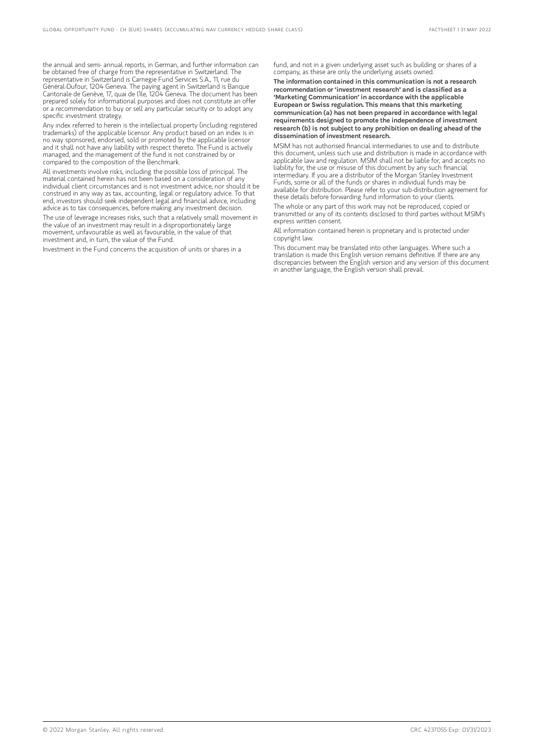the annual and semi- annual reports, in German, and further information can be obtained free of charge from the representative in Switzerland. The representative in Switzerland is Carnegie Fund Services S.A., 11, rue du Général-Dufour, 1204 Geneva. The paying agent in Switzerland is Banque Cantonale de Genève, 17, quai de l'Ile, 1204 Geneva. The document has been prepared solely for informational purposes and does not constitute an offer or a recommendation to buy or sell any particular security or to adopt any specific investment strategy.

Any index referred to herein is the intellectual property (including registered trademarks) of the applicable licensor. Any product based on an index is in no way sponsored, endorsed, sold or promoted by the applicable licensor and it shall not have any liability with respect thereto. The Fund is actively managed, and the management of the fund is not constrained by or compared to the composition of the Benchmark.

All investments involve risks, including the possible loss of principal. The material contained herein has not been based on a consideration of any individual client circumstances and is not investment advice, nor should it be construed in any way as tax, accounting, legal or regulatory advice. To that end, investors should seek independent legal and financial advice, including advice as to tax consequences, before making any investment decision.

The use of leverage increases risks, such that a relatively small movement in the value of an investment may result in a disproportionately large movement, unfavourable as well as favourable, in the value of that investment and, in turn, the value of the Fund.

Investment in the Fund concerns the acquisition of units or shares in a fund, and not in a given underlying asset such as building or shares of a company, as these are only the underlying assets owned.

**The information contained in this communication is not a research recommendation or 'investment research' and is classified as a 'Marketing Communication' in accordance with the applicable European or Swiss regulation. This means that this marketing communication (a) has not been prepared in accordance with legal requirements designed to promote the independence of investment research (b) is not subject to any prohibition on dealing ahead of the dissemination of investment research.**

MSIM has not authorised financial intermediaries to use and to distribute this document, unless such use and distribution is made in accordance with applicable law and regulation. MSIM shall not be liable for, and accepts no liability for, the use or misuse of this document by any such financial intermediary. If you are a distributor of the Morgan Stanley Investment Funds, some or all of the funds or shares in individual funds may be available for distribution. Please refer to your sub-distribution agreement for these details before forwarding fund information to your clients.

The whole or any part of this work may not be reproduced, copied or transmitted or any of its contents disclosed to third parties without MSIM's express written consent.

All information contained herein is proprietary and is protected under copyright law.

This document may be translated into other languages. Where such a translation is made this English version remains definitive. If there are any discrepancies between the English version and any version of this document in another language, the English version shall prevail.

© 2022 Morgan Stanley. All rights reserved.

CRC 4237055 Exp: 01/31/2023